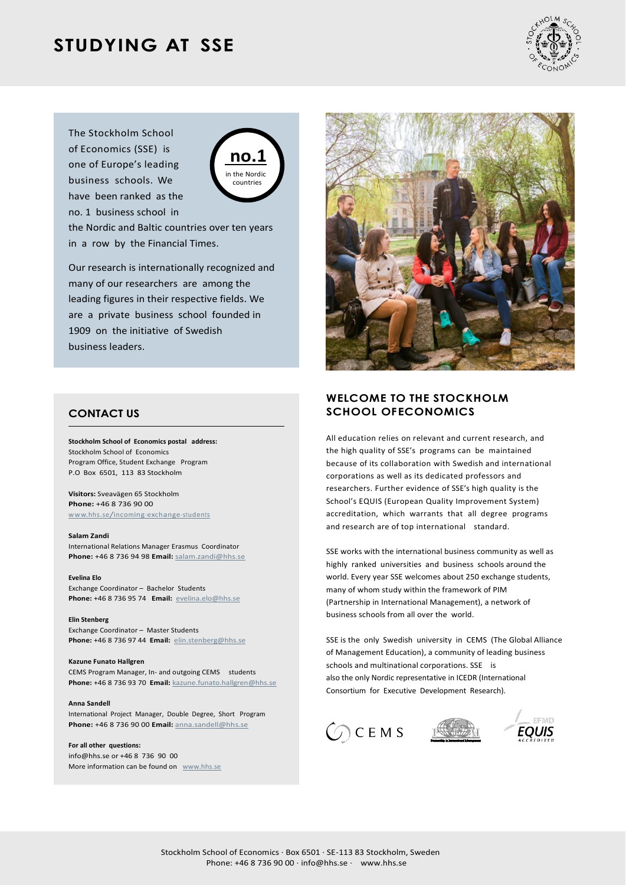# STUDYING AT SSE

The Stockholm School of Economics (SSE) is one of Europe's leading business schools. We have been ranked as the no. 1 business school in the Nordic and Baltic countries over ten years in a row by the Financial Times.

**no.1** in the Nordic countries

Our research is internationally recognized and many of our researchers are among the leading figures in their respective fields. We are a private business school founded in 1909 on the initiative of Swedish business leaders.

## WELCOME TO THE STOCKHOLM SCHOOL OFECONOMICS

All education relies on relevant and current research, and the high quality of SSE's programs can be maintained because of its collaboration with Swedish and international corporations as well as its dedicated professors and researchers. Further evidence of SSE's high quality is the School's EQUIS (European Quality Improvement System) accreditation, which warrants that all degree programs and research are of top international standard.

SSE works with the international business community as well as highly ranked universities and business schools around the world. Every year SSE welcomes about 250 exchange students, many of whom study within the framework of PIM (Partnership in International Management), a network of business schools from all over the world.

SSE is the only Swedish university in CEMS (The Global Alliance of Management Education), a community of leading business schools and multinational corporations. SSE is also the only Nordic representative in ICEDR (International Consortium for Executive Development Research).

## CONTACT US

**Stockholm School of Economics postal address:**
Stockholm School of Economics
Program Office, Student Exchange Program
P.O Box 6501, 113 83 Stockholm

**Visitors:** Sveavägen 65 Stockholm
**Phone:** +46 8 736 90 00
www.hhs.se/incoming-exchange-students

**Salam Zandi**
International Relations Manager Erasmus Coordinator
**Phone:** +46 8 736 94 98 **Email:** salam.zandi@hhs.se

**Evelina Elo**
Exchange Coordinator – Bachelor Students
**Phone:** +46 8 736 95 74 **Email:** evelina.elo@hhs.se

**Elin Stenberg**
Exchange Coordinator – Master Students
**Phone:** +46 8 736 97 44 **Email:** elin.stenberg@hhs.se

**Kazune Funato Hallgren**
CEMS Program Manager, In- and outgoing CEMS students
**Phone:** +46 8 736 93 70 **Email:** kazune.funato.hallgren@hhs.se

**Anna Sandell**
International Project Manager, Double Degree, Short Program
**Phone:** +46 8 736 90 00 **Email:** anna.sandell@hhs.se

**For all other questions:**
info@hhs.se or +46 8 736 90 00
More information can be found on www.hhs.se

Stockholm School of Economics · Box 6501 · SE-113 83 Stockholm, Sweden
Phone: +46 8 736 90 00 · info@hhs.se · www.hhs.se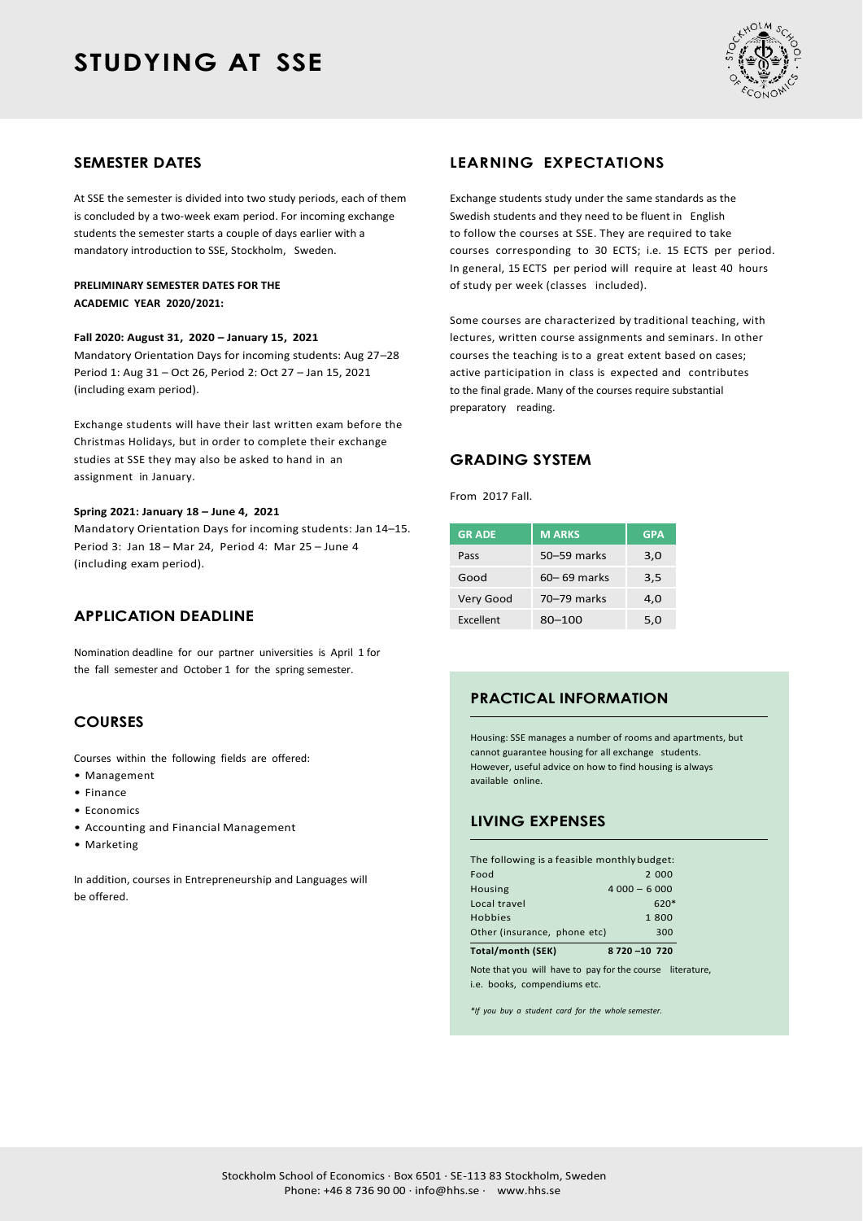# STUDYING AT SSE

## SEMESTER DATES

At SSE the semester is divided into two study periods, each of them is concluded by a two-week exam period. For incoming exchange students the semester starts a couple of days earlier with a mandatory introduction to SSE, Stockholm, Sweden.

**PRELIMINARY SEMESTER DATES FOR THE ACADEMIC YEAR 2020/2021:**

**Fall 2020: August 31, 2020 – January 15, 2021**
Mandatory Orientation Days for incoming students: Aug 27–28
Period 1: Aug 31 – Oct 26, Period 2: Oct 27 – Jan 15, 2021 (including exam period).

Exchange students will have their last written exam before the Christmas Holidays, but in order to complete their exchange studies at SSE they may also be asked to hand in an assignment in January.

**Spring 2021: January 18 – June 4, 2021**
Mandatory Orientation Days for incoming students: Jan 14–15.
Period 3: Jan 18 – Mar 24, Period 4: Mar 25 – June 4 (including exam period).

## APPLICATION DEADLINE

Nomination deadline for our partner universities is April 1 for the fall semester and October 1 for the spring semester.

## COURSES

Courses within the following fields are offered:

- Management
- Finance
- Economics
- Accounting and Financial Management
- Marketing

In addition, courses in Entrepreneurship and Languages will be offered.

## LEARNING EXPECTATIONS

Exchange students study under the same standards as the Swedish students and they need to be fluent in English to follow the courses at SSE. They are required to take courses corresponding to 30 ECTS; i.e. 15 ECTS per period. In general, 15 ECTS per period will require at least 40 hours of study per week (classes included).

Some courses are characterized by traditional teaching, with lectures, written course assignments and seminars. In other courses the teaching is to a great extent based on cases; active participation in class is expected and contributes to the final grade. Many of the courses require substantial preparatory reading.

## GRADING SYSTEM

From 2017 Fall.

| GRADE | MARKS | GPA |
|---|---|---|
| Pass | 50–59 marks | 3,0 |
| Good | 60– 69 marks | 3,5 |
| Very Good | 70–79 marks | 4,0 |
| Excellent | 80–100 | 5,0 |

## PRACTICAL INFORMATION

Housing: SSE manages a number of rooms and apartments, but cannot guarantee housing for all exchange students. However, useful advice on how to find housing is always available online.

## LIVING EXPENSES

The following is a feasible monthly budget:

| | |
|---|---|
| Food | 2 000 |
| Housing | 4 000 – 6 000 |
| Local travel | 620* |
| Hobbies | 1 800 |
| Other (insurance, phone etc) | 300 |
| **Total/month (SEK)** | **8 720 –10 720** |

Note that you will have to pay for the course literature, i.e. books, compendiums etc.

*\*If you buy a student card for the whole semester.*

Stockholm School of Economics · Box 6501 · SE-113 83 Stockholm, Sweden
Phone: +46 8 736 90 00 · info@hhs.se · www.hhs.se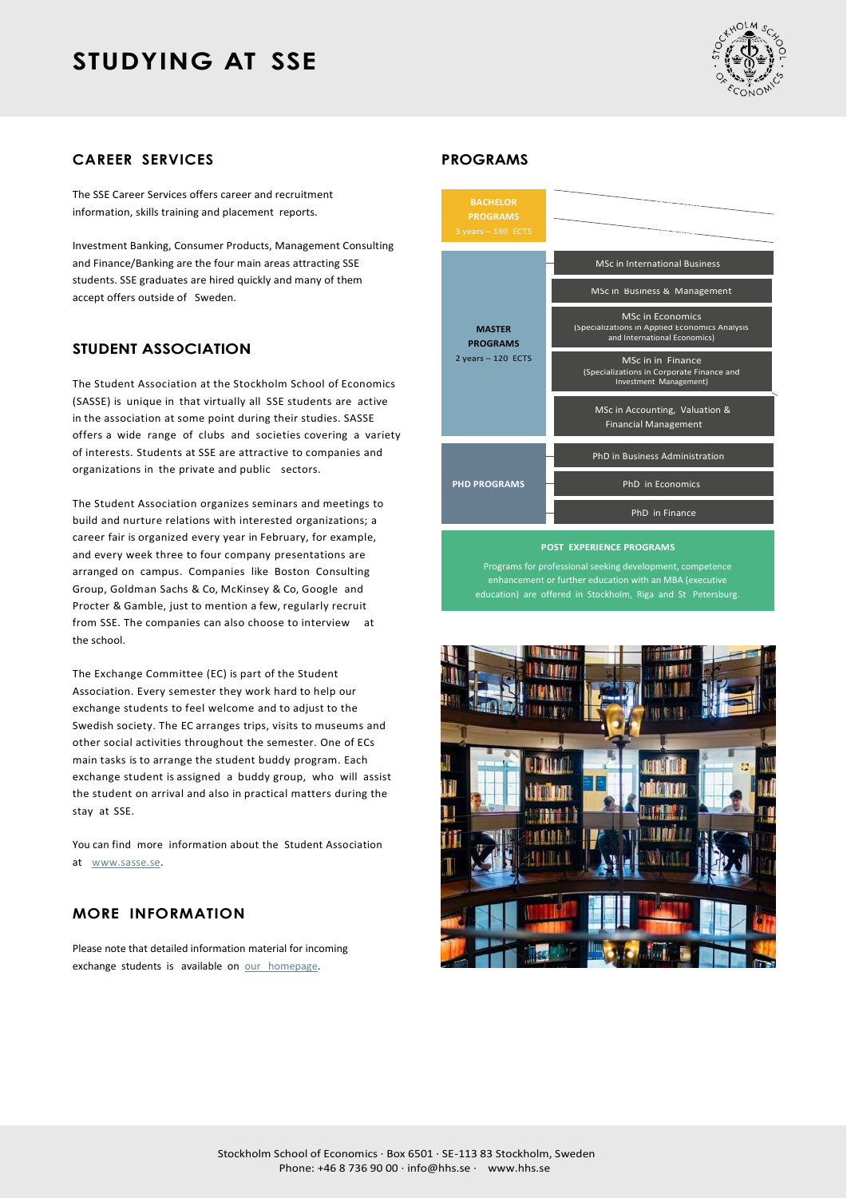# STUDYING AT SSE

## CAREER SERVICES

The SSE Career Services offers career and recruitment information, skills training and placement reports.

Investment Banking, Consumer Products, Management Consulting and Finance/Banking are the four main areas attracting SSE students. SSE graduates are hired quickly and many of them accept offers outside of Sweden.

## STUDENT ASSOCIATION

The Student Association at the Stockholm School of Economics (SASSE) is unique in that virtually all SSE students are active in the association at some point during their studies. SASSE offers a wide range of clubs and societies covering a variety of interests. Students at SSE are attractive to companies and organizations in the private and public sectors.

The Student Association organizes seminars and meetings to build and nurture relations with interested organizations; a career fair is organized every year in February, for example, and every week three to four company presentations are arranged on campus. Companies like Boston Consulting Group, Goldman Sachs & Co, McKinsey & Co, Google and Procter & Gamble, just to mention a few, regularly recruit from SSE. The companies can also choose to interview at the school.

The Exchange Committee (EC) is part of the Student Association. Every semester they work hard to help our exchange students to feel welcome and to adjust to the Swedish society. The EC arranges trips, visits to museums and other social activities throughout the semester. One of ECs main tasks is to arrange the student buddy program. Each exchange student is assigned a buddy group, who will assist the student on arrival and also in practical matters during the stay at SSE.

You can find more information about the Student Association at www.sasse.se.

## MORE INFORMATION

Please note that detailed information material for incoming exchange students is available on our homepage.

## PROGRAMS

**BACHELOR PROGRAMS**
3 years – 180 ECTS

**MASTER PROGRAMS**
2 years – 120 ECTS

- MSc in International Business
- MSc in Business & Management
- MSc in Economics (Specializations in Applied Economics Analysis and International Economics)
- MSc in in Finance (Specializations in Corporate Finance and Investment Management)
- MSc in Accounting, Valuation & Financial Management

**PHD PROGRAMS**

- PhD in Business Administration
- PhD in Economics
- PhD in Finance

**POST EXPERIENCE PROGRAMS**

Programs for professional seeking development, competence enhancement or further education with an MBA (executive education) are offered in Stockholm, Riga and St Petersburg.

Stockholm School of Economics · Box 6501 · SE-113 83 Stockholm, Sweden
Phone: +46 8 736 90 00 · info@hhs.se · www.hhs.se